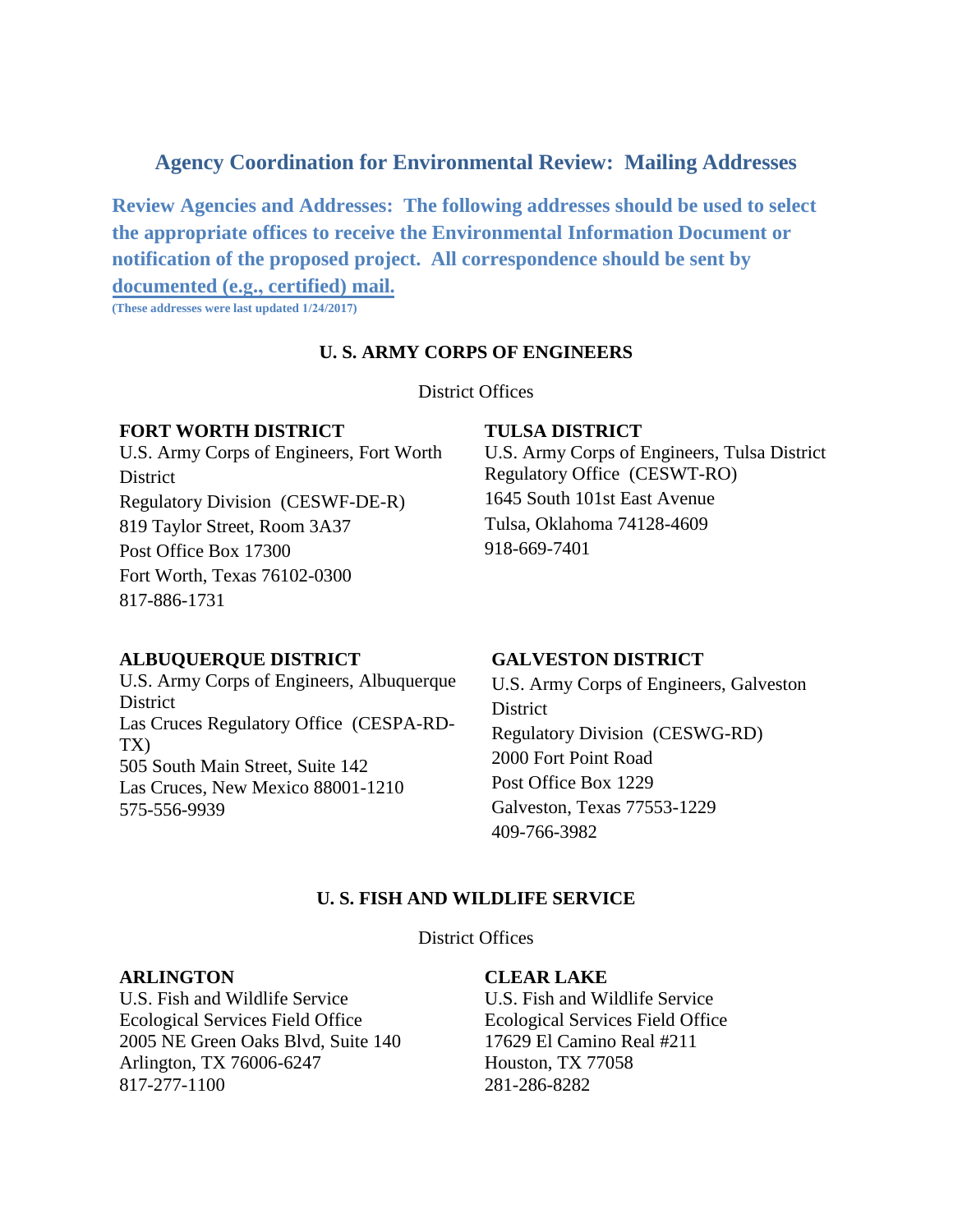# Agency Coordination for Environmental Review: Mailing Addresses

**Review Agencies and Addresses: The following addresses should be used to select the appropriate offices to receive the Environmental Information Document or notification of the proposed project. All correspondence should be sent by documented (e.g., certified) mail.**

**(These addresses were last updated 1/24/2017)**

## U. S. ARMY CORPS OF ENGINEERS

District Offices

**FORT WORTH DISTRICT**
U.S. Army Corps of Engineers, Fort Worth District
Regulatory Division (CESWF-DE-R)
819 Taylor Street, Room 3A37
Post Office Box 17300
Fort Worth, Texas 76102-0300
817-886-1731

**TULSA DISTRICT**
U.S. Army Corps of Engineers, Tulsa District
Regulatory Office (CESWT-RO)
1645 South 101st East Avenue
Tulsa, Oklahoma 74128-4609
918-669-7401

**ALBUQUERQUE DISTRICT**
U.S. Army Corps of Engineers, Albuquerque District
Las Cruces Regulatory Office (CESPA-RD-TX)
505 South Main Street, Suite 142
Las Cruces, New Mexico 88001-1210
575-556-9939

**GALVESTON DISTRICT**
U.S. Army Corps of Engineers, Galveston District
Regulatory Division (CESWG-RD)
2000 Fort Point Road
Post Office Box 1229
Galveston, Texas 77553-1229
409-766-3982

## U. S. FISH AND WILDLIFE SERVICE

District Offices

**ARLINGTON**
U.S. Fish and Wildlife Service
Ecological Services Field Office
2005 NE Green Oaks Blvd, Suite 140
Arlington, TX 76006-6247
817-277-1100

**CLEAR LAKE**
U.S. Fish and Wildlife Service
Ecological Services Field Office
17629 El Camino Real #211
Houston, TX 77058
281-286-8282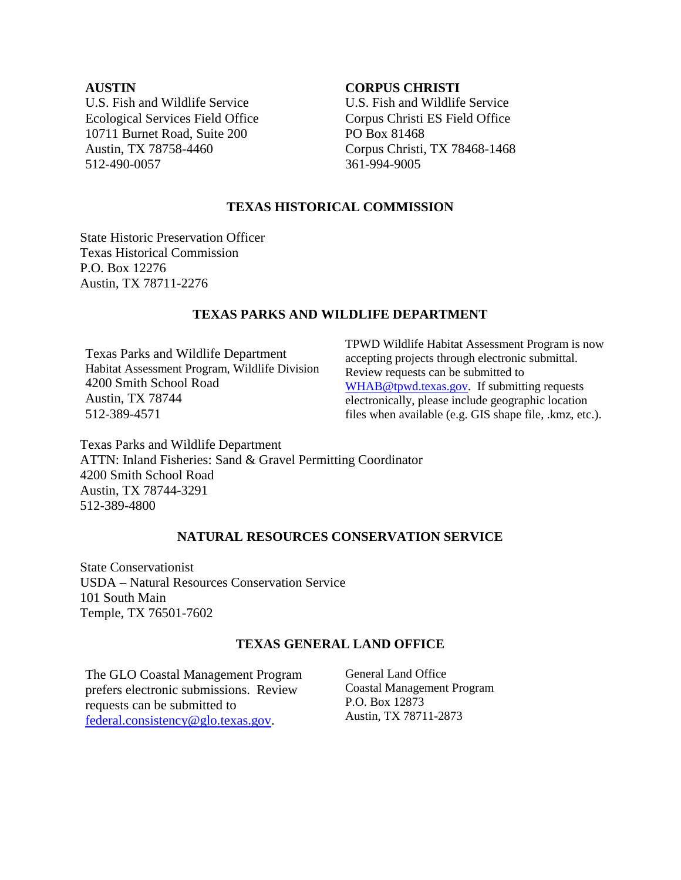**AUSTIN**
U.S. Fish and Wildlife Service
Ecological Services Field Office
10711 Burnet Road, Suite 200
Austin, TX 78758-4460
512-490-0057

**CORPUS CHRISTI**
U.S. Fish and Wildlife Service
Corpus Christi ES Field Office
PO Box 81468
Corpus Christi, TX 78468-1468
361-994-9005

## TEXAS HISTORICAL COMMISSION

State Historic Preservation Officer
Texas Historical Commission
P.O. Box 12276
Austin, TX 78711-2276

## TEXAS PARKS AND WILDLIFE DEPARTMENT

Texas Parks and Wildlife Department
Habitat Assessment Program, Wildlife Division
4200 Smith School Road
Austin, TX 78744
512-389-4571

TPWD Wildlife Habitat Assessment Program is now accepting projects through electronic submittal. Review requests can be submitted to WHAB@tpwd.texas.gov. If submitting requests electronically, please include geographic location files when available (e.g. GIS shape file, .kmz, etc.).

Texas Parks and Wildlife Department
ATTN: Inland Fisheries: Sand & Gravel Permitting Coordinator
4200 Smith School Road
Austin, TX 78744-3291
512-389-4800

## NATURAL RESOURCES CONSERVATION SERVICE

State Conservationist
USDA – Natural Resources Conservation Service
101 South Main
Temple, TX 76501-7602

## TEXAS GENERAL LAND OFFICE

The GLO Coastal Management Program prefers electronic submissions. Review requests can be submitted to federal.consistency@glo.texas.gov.

General Land Office
Coastal Management Program
P.O. Box 12873
Austin, TX 78711-2873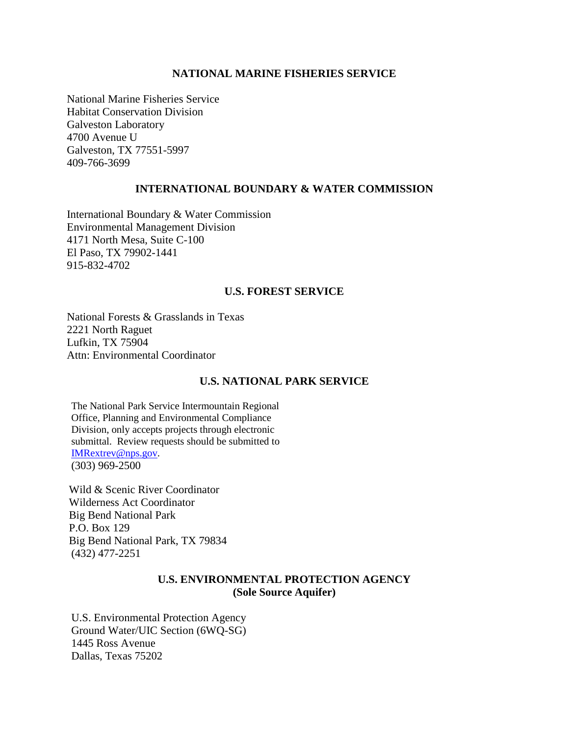## NATIONAL MARINE FISHERIES SERVICE

National Marine Fisheries Service
Habitat Conservation Division
Galveston Laboratory
4700 Avenue U
Galveston, TX 77551-5997
409-766-3699

## INTERNATIONAL BOUNDARY & WATER COMMISSION

International Boundary & Water Commission
Environmental Management Division
4171 North Mesa, Suite C-100
El Paso, TX 79902-1441
915-832-4702

## U.S. FOREST SERVICE

National Forests & Grasslands in Texas
2221 North Raguet
Lufkin, TX 75904
Attn: Environmental Coordinator

## U.S. NATIONAL PARK SERVICE

The National Park Service Intermountain Regional Office, Planning and Environmental Compliance Division, only accepts projects through electronic submittal. Review requests should be submitted to IMRextrev@nps.gov.
(303) 969-2500

Wild & Scenic River Coordinator
Wilderness Act Coordinator
Big Bend National Park
P.O. Box 129
Big Bend National Park, TX 79834
(432) 477-2251

## U.S. ENVIRONMENTAL PROTECTION AGENCY (Sole Source Aquifer)

U.S. Environmental Protection Agency
Ground Water/UIC Section (6WQ-SG)
1445 Ross Avenue
Dallas, Texas 75202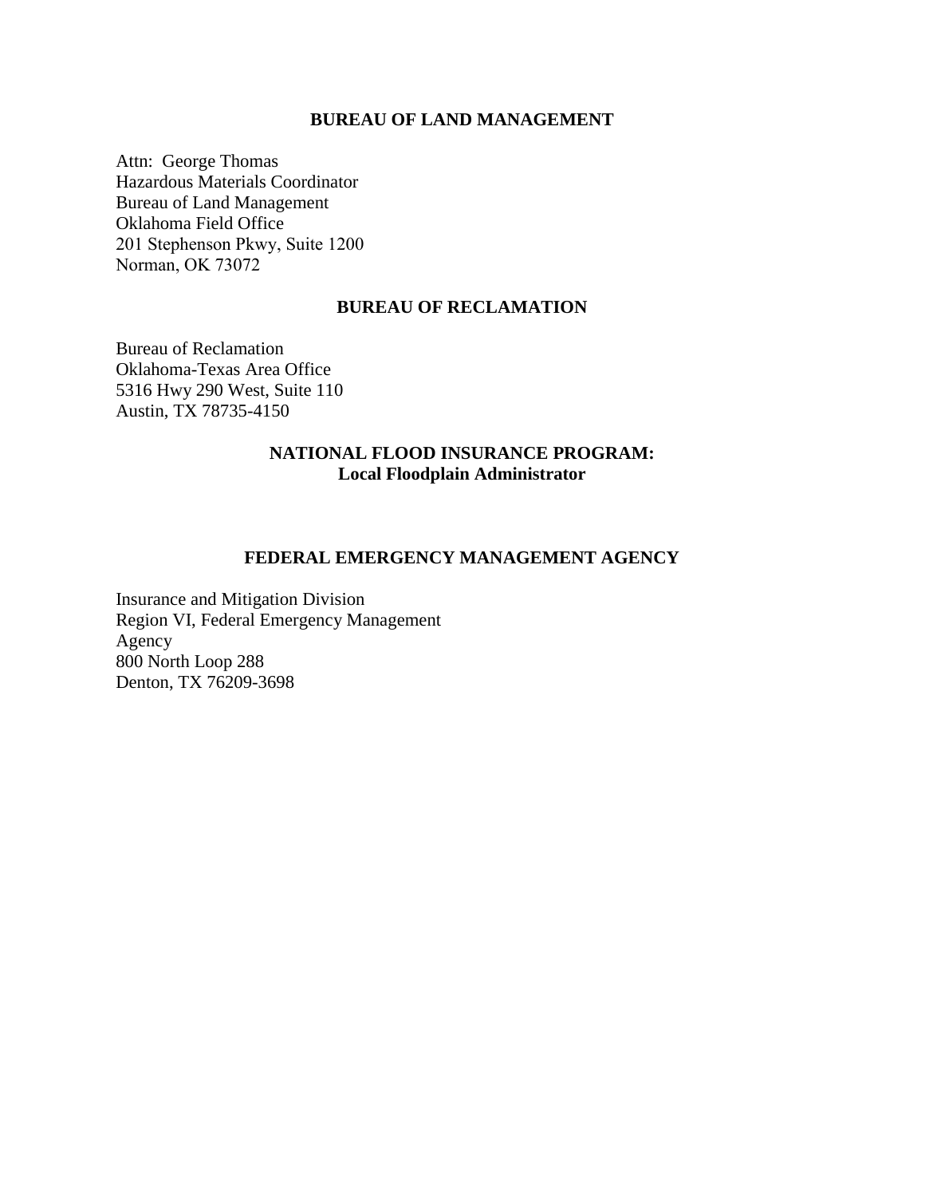**BUREAU OF LAND MANAGEMENT**

Attn: George Thomas
Hazardous Materials Coordinator
Bureau of Land Management
Oklahoma Field Office
201 Stephenson Pkwy, Suite 1200
Norman, OK 73072

**BUREAU OF RECLAMATION**

Bureau of Reclamation
Oklahoma-Texas Area Office
5316 Hwy 290 West, Suite 110
Austin, TX 78735-4150

**NATIONAL FLOOD INSURANCE PROGRAM:**
**Local Floodplain Administrator**

**FEDERAL EMERGENCY MANAGEMENT AGENCY**

Insurance and Mitigation Division
Region VI, Federal Emergency Management Agency
800 North Loop 288
Denton, TX 76209-3698